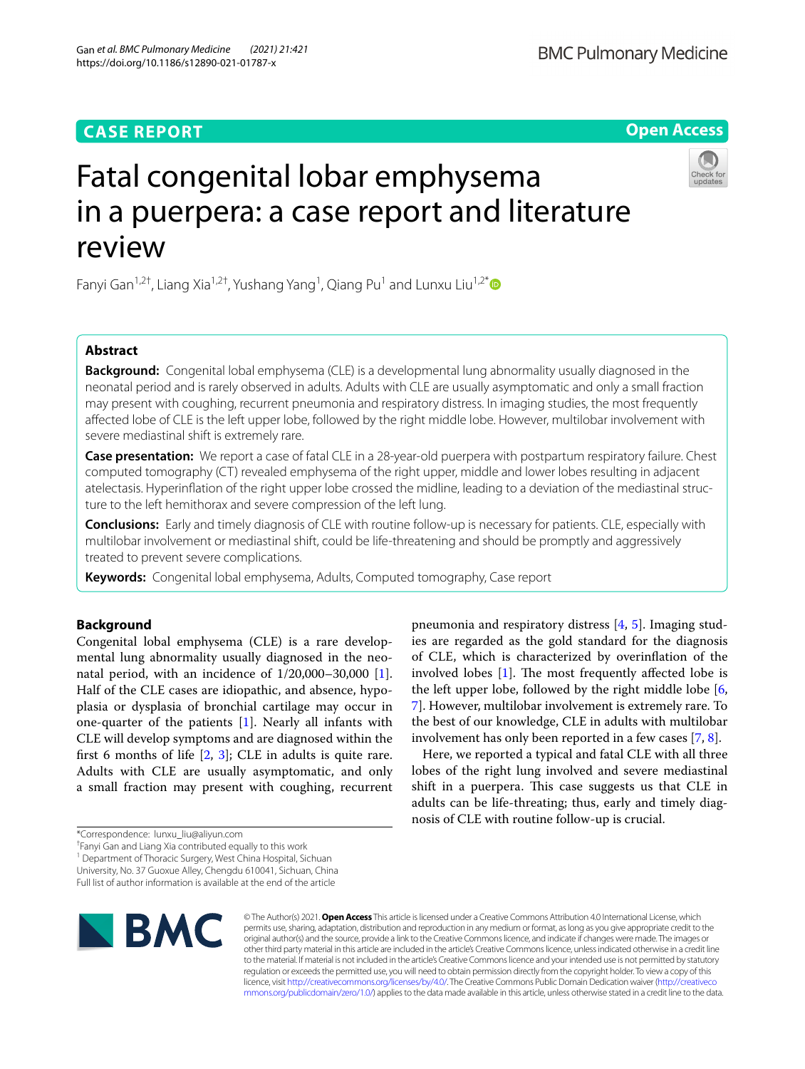CASE REPORT

Open Access

# Fatal congenital lobar emphysema in a puerpera: a case report and literature review

Fanyi Gan[1,2†], Liang Xia[1,2†], Yushang Yang[1], Qiang Pu[1] and Lunxu Liu[1,2*]

## Abstract

**Background:** Congenital lobal emphysema (CLE) is a developmental lung abnormality usually diagnosed in the neonatal period and is rarely observed in adults. Adults with CLE are usually asymptomatic and only a small fraction may present with coughing, recurrent pneumonia and respiratory distress. In imaging studies, the most frequently affected lobe of CLE is the left upper lobe, followed by the right middle lobe. However, multilobar involvement with severe mediastinal shift is extremely rare.

**Case presentation:** We report a case of fatal CLE in a 28-year-old puerpera with postpartum respiratory failure. Chest computed tomography (CT) revealed emphysema of the right upper, middle and lower lobes resulting in adjacent atelectasis. Hyperinflation of the right upper lobe crossed the midline, leading to a deviation of the mediastinal structure to the left hemithorax and severe compression of the left lung.

**Conclusions:** Early and timely diagnosis of CLE with routine follow-up is necessary for patients. CLE, especially with multilobar involvement or mediastinal shift, could be life-threatening and should be promptly and aggressively treated to prevent severe complications.

**Keywords:** Congenital lobal emphysema, Adults, Computed tomography, Case report

## Background

Congenital lobal emphysema (CLE) is a rare developmental lung abnormality usually diagnosed in the neonatal period, with an incidence of 1/20,000–30,000 [1]. Half of the CLE cases are idiopathic, and absence, hypoplasia or dysplasia of bronchial cartilage may occur in one-quarter of the patients [1]. Nearly all infants with CLE will develop symptoms and are diagnosed within the first 6 months of life [2, 3]; CLE in adults is quite rare. Adults with CLE are usually asymptomatic, and only a small fraction may present with coughing, recurrent pneumonia and respiratory distress [4, 5]. Imaging studies are regarded as the gold standard for the diagnosis of CLE, which is characterized by overinflation of the involved lobes [1]. The most frequently affected lobe is the left upper lobe, followed by the right middle lobe [6, 7]. However, multilobar involvement is extremely rare. To the best of our knowledge, CLE in adults with multilobar involvement has only been reported in a few cases [7, 8].

Here, we reported a typical and fatal CLE with all three lobes of the right lung involved and severe mediastinal shift in a puerpera. This case suggests us that CLE in adults can be life-threating; thus, early and timely diagnosis of CLE with routine follow-up is crucial.

*Correspondence: lunxu_liu@aliyun.com

†Fanyi Gan and Liang Xia contributed equally to this work

[1] Department of Thoracic Surgery, West China Hospital, Sichuan University, No. 37 Guoxue Alley, Chengdu 610041, Sichuan, China

Full list of author information is available at the end of the article

© The Author(s) 2021. **Open Access** This article is licensed under a Creative Commons Attribution 4.0 International License, which permits use, sharing, adaptation, distribution and reproduction in any medium or format, as long as you give appropriate credit to the original author(s) and the source, provide a link to the Creative Commons licence, and indicate if changes were made. The images or other third party material in this article are included in the article's Creative Commons licence, unless indicated otherwise in a credit line to the material. If material is not included in the article's Creative Commons licence and your intended use is not permitted by statutory regulation or exceeds the permitted use, you will need to obtain permission directly from the copyright holder. To view a copy of this licence, visit http://creativecommons.org/licenses/by/4.0/. The Creative Commons Public Domain Dedication waiver (http://creativecommons.org/publicdomain/zero/1.0/) applies to the data made available in this article, unless otherwise stated in a credit line to the data.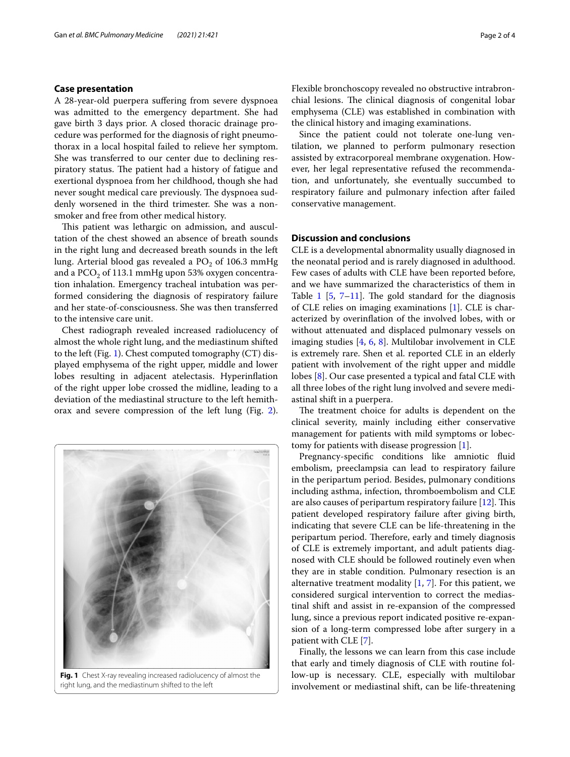## Case presentation

A 28-year-old puerpera suffering from severe dyspnoea was admitted to the emergency department. She had gave birth 3 days prior. A closed thoracic drainage procedure was performed for the diagnosis of right pneumothorax in a local hospital failed to relieve her symptom. She was transferred to our center due to declining respiratory status. The patient had a history of fatigue and exertional dyspnoea from her childhood, though she had never sought medical care previously. The dyspnoea suddenly worsened in the third trimester. She was a nonsmoker and free from other medical history.

This patient was lethargic on admission, and auscultation of the chest showed an absence of breath sounds in the right lung and decreased breath sounds in the left lung. Arterial blood gas revealed a $PO_2$ of 106.3 mmHg and a $PCO_2$ of 113.1 mmHg upon 53% oxygen concentration inhalation. Emergency tracheal intubation was performed considering the diagnosis of respiratory failure and her state-of-consciousness. She was then transferred to the intensive care unit.

Chest radiograph revealed increased radiolucency of almost the whole right lung, and the mediastinum shifted to the left (Fig. 1). Chest computed tomography (CT) displayed emphysema of the right upper, middle and lower lobes resulting in adjacent atelectasis. Hyperinflation of the right upper lobe crossed the midline, leading to a deviation of the mediastinal structure to the left hemithorax and severe compression of the left lung (Fig. 2).

**Fig. 1** Chest X-ray revealing increased radiolucency of almost the right lung, and the mediastinum shifted to the left

Flexible bronchoscopy revealed no obstructive intrabronchial lesions. The clinical diagnosis of congenital lobar emphysema (CLE) was established in combination with the clinical history and imaging examinations.

Since the patient could not tolerate one-lung ventilation, we planned to perform pulmonary resection assisted by extracorporeal membrane oxygenation. However, her legal representative refused the recommendation, and unfortunately, she eventually succumbed to respiratory failure and pulmonary infection after failed conservative management.

## Discussion and conclusions

CLE is a developmental abnormality usually diagnosed in the neonatal period and is rarely diagnosed in adulthood. Few cases of adults with CLE have been reported before, and we have summarized the characteristics of them in Table 1 [5, 7–11]. The gold standard for the diagnosis of CLE relies on imaging examinations [1]. CLE is characterized by overinflation of the involved lobes, with or without attenuated and displaced pulmonary vessels on imaging studies [4, 6, 8]. Multilobar involvement in CLE is extremely rare. Shen et al. reported CLE in an elderly patient with involvement of the right upper and middle lobes [8]. Our case presented a typical and fatal CLE with all three lobes of the right lung involved and severe mediastinal shift in a puerpera.

The treatment choice for adults is dependent on the clinical severity, mainly including either conservative management for patients with mild symptoms or lobectomy for patients with disease progression [1].

Pregnancy-specific conditions like amniotic fluid embolism, preeclampsia can lead to respiratory failure in the peripartum period. Besides, pulmonary conditions including asthma, infection, thromboembolism and CLE are also causes of peripartum respiratory failure [12]. This patient developed respiratory failure after giving birth, indicating that severe CLE can be life-threatening in the peripartum period. Therefore, early and timely diagnosis of CLE is extremely important, and adult patients diagnosed with CLE should be followed routinely even when they are in stable condition. Pulmonary resection is an alternative treatment modality [1, 7]. For this patient, we considered surgical intervention to correct the mediastinal shift and assist in re-expansion of the compressed lung, since a previous report indicated positive re-expansion of a long-term compressed lobe after surgery in a patient with CLE [7].

Finally, the lessons we can learn from this case include that early and timely diagnosis of CLE with routine follow-up is necessary. CLE, especially with multilobar involvement or mediastinal shift, can be life-threatening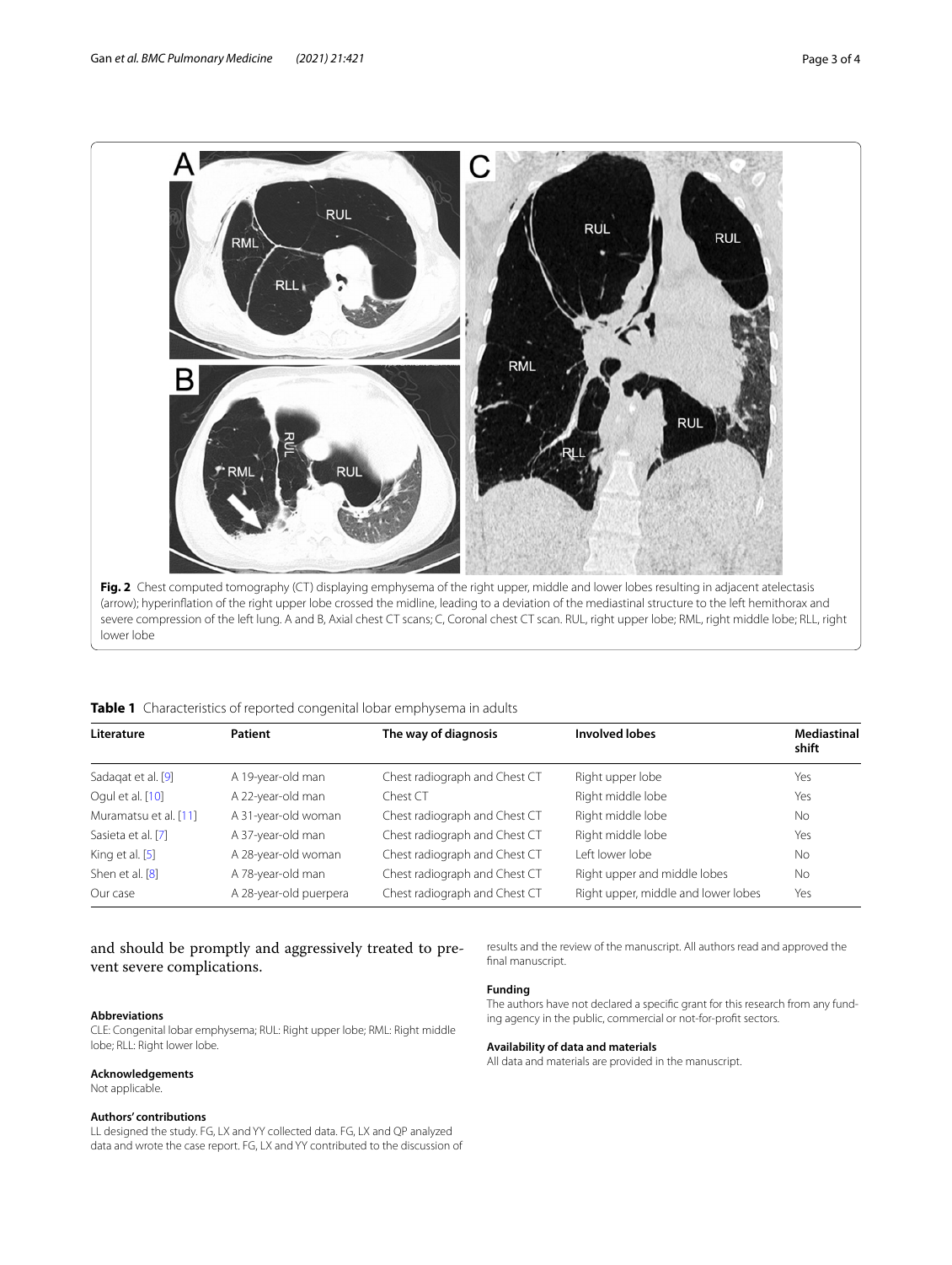**Fig. 2** Chest computed tomography (CT) displaying emphysema of the right upper, middle and lower lobes resulting in adjacent atelectasis (arrow); hyperinflation of the right upper lobe crossed the midline, leading to a deviation of the mediastinal structure to the left hemithorax and severe compression of the left lung. A and B, Axial chest CT scans; C, Coronal chest CT scan. RUL, right upper lobe; RML, right middle lobe; RLL, right lower lobe

**Table 1** Characteristics of reported congenital lobar emphysema in adults

| Literature | Patient | The way of diagnosis | Involved lobes | Mediastinal shift |
|---|---|---|---|---|
| Sadaqat et al. [9] | A 19-year-old man | Chest radiograph and Chest CT | Right upper lobe | Yes |
| Ogul et al. [10] | A 22-year-old man | Chest CT | Right middle lobe | Yes |
| Muramatsu et al. [11] | A 31-year-old woman | Chest radiograph and Chest CT | Right middle lobe | No |
| Sasieta et al. [7] | A 37-year-old man | Chest radiograph and Chest CT | Right middle lobe | Yes |
| King et al. [5] | A 28-year-old woman | Chest radiograph and Chest CT | Left lower lobe | No |
| Shen et al. [8] | A 78-year-old man | Chest radiograph and Chest CT | Right upper and middle lobes | No |
| Our case | A 28-year-old puerpera | Chest radiograph and Chest CT | Right upper, middle and lower lobes | Yes |

and should be promptly and aggressively treated to prevent severe complications.

#### Abbreviations
CLE: Congenital lobar emphysema; RUL: Right upper lobe; RML: Right middle lobe; RLL: Right lower lobe.

#### Acknowledgements
Not applicable.

#### Authors' contributions
LL designed the study. FG, LX and YY collected data. FG, LX and QP analyzed data and wrote the case report. FG, LX and YY contributed to the discussion of results and the review of the manuscript. All authors read and approved the final manuscript.

#### Funding
The authors have not declared a specific grant for this research from any funding agency in the public, commercial or not-for-profit sectors.

#### Availability of data and materials
All data and materials are provided in the manuscript.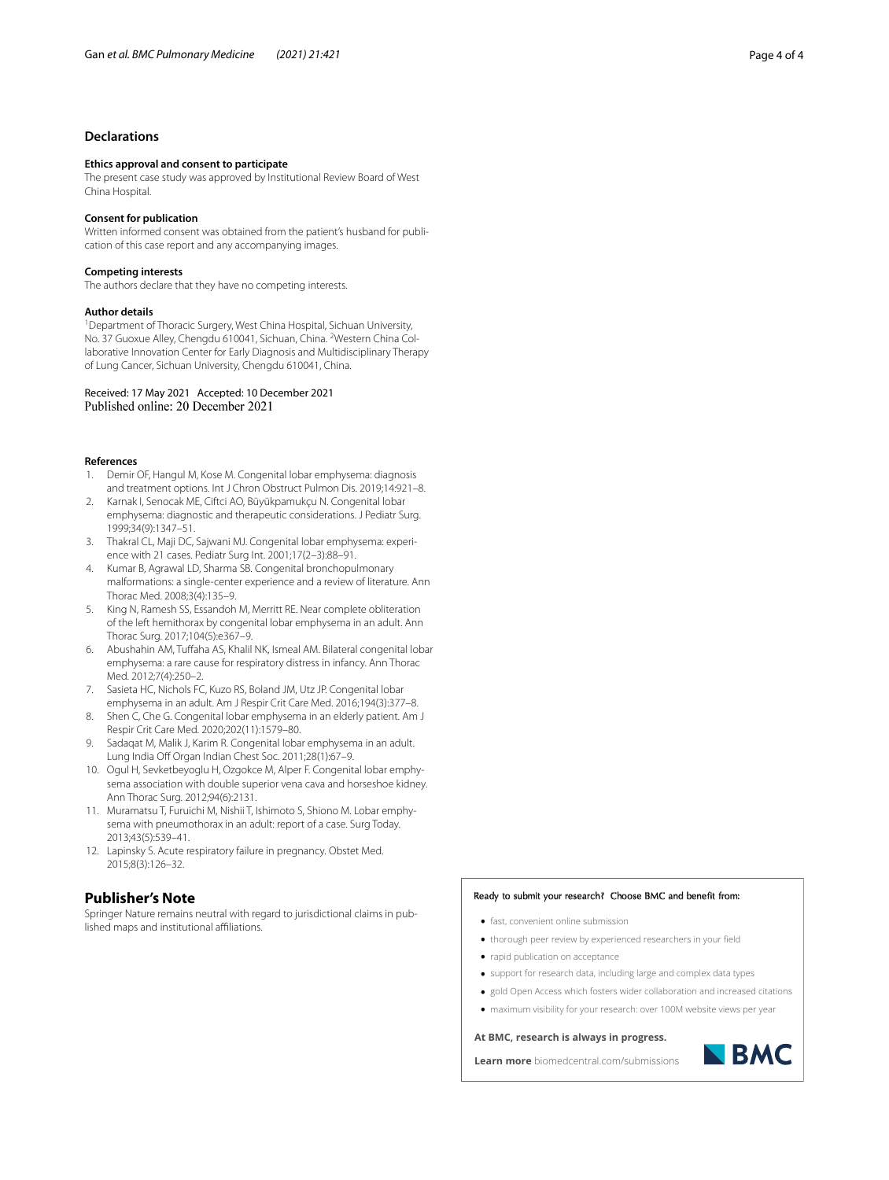## Declarations

### Ethics approval and consent to participate

The present case study was approved by Institutional Review Board of West China Hospital.

### Consent for publication

Written informed consent was obtained from the patient's husband for publication of this case report and any accompanying images.

### Competing interests

The authors declare that they have no competing interests.

### Author details

[1] Department of Thoracic Surgery, West China Hospital, Sichuan University, No. 37 Guoxue Alley, Chengdu 610041, Sichuan, China. [2] Western China Collaborative Innovation Center for Early Diagnosis and Multidisciplinary Therapy of Lung Cancer, Sichuan University, Chengdu 610041, China.

Received: 17 May 2021 Accepted: 10 December 2021
Published online: 20 December 2021

### References

1. Demir OF, Hangul M, Kose M. Congenital lobar emphysema: diagnosis and treatment options. Int J Chron Obstruct Pulmon Dis. 2019;14:921–8.
2. Karnak I, Senocak ME, Ciftci AO, Büyükpamukçu N. Congenital lobar emphysema: diagnostic and therapeutic considerations. J Pediatr Surg. 1999;34(9):1347–51.
3. Thakral CL, Maji DC, Sajwani MJ. Congenital lobar emphysema: experience with 21 cases. Pediatr Surg Int. 2001;17(2–3):88–91.
4. Kumar B, Agrawal LD, Sharma SB. Congenital bronchopulmonary malformations: a single-center experience and a review of literature. Ann Thorac Med. 2008;3(4):135–9.
5. King N, Ramesh SS, Essandoh M, Merritt RE. Near complete obliteration of the left hemithorax by congenital lobar emphysema in an adult. Ann Thorac Surg. 2017;104(5):e367–9.
6. Abushahin AM, Tuffaha AS, Khalil NK, Ismeal AM. Bilateral congenital lobar emphysema: a rare cause for respiratory distress in infancy. Ann Thorac Med. 2012;7(4):250–2.
7. Sasieta HC, Nichols FC, Kuzo RS, Boland JM, Utz JP. Congenital lobar emphysema in an adult. Am J Respir Crit Care Med. 2016;194(3):377–8.
8. Shen C, Che G. Congenital lobar emphysema in an elderly patient. Am J Respir Crit Care Med. 2020;202(11):1579–80.
9. Sadaqat M, Malik J, Karim R. Congenital lobar emphysema in an adult. Lung India Off Organ Indian Chest Soc. 2011;28(1):67–9.
10. Ogul H, Sevketbeyoglu H, Ozgokce M, Alper F. Congenital lobar emphysema association with double superior vena cava and horseshoe kidney. Ann Thorac Surg. 2012;94(6):2131.
11. Muramatsu T, Furuichi M, Nishii T, Ishimoto S, Shiono M. Lobar emphysema with pneumothorax in an adult: report of a case. Surg Today. 2013;43(5):539–41.
12. Lapinsky S. Acute respiratory failure in pregnancy. Obstet Med. 2015;8(3):126–32.

## Publisher's Note

Springer Nature remains neutral with regard to jurisdictional claims in published maps and institutional affiliations.

Ready to submit your research? Choose BMC and benefit from:

- fast, convenient online submission
- thorough peer review by experienced researchers in your field
- rapid publication on acceptance
- support for research data, including large and complex data types
- gold Open Access which fosters wider collaboration and increased citations
- maximum visibility for your research: over 100M website views per year

**At BMC, research is always in progress.**

**Learn more** biomedcentral.com/submissions

BMC